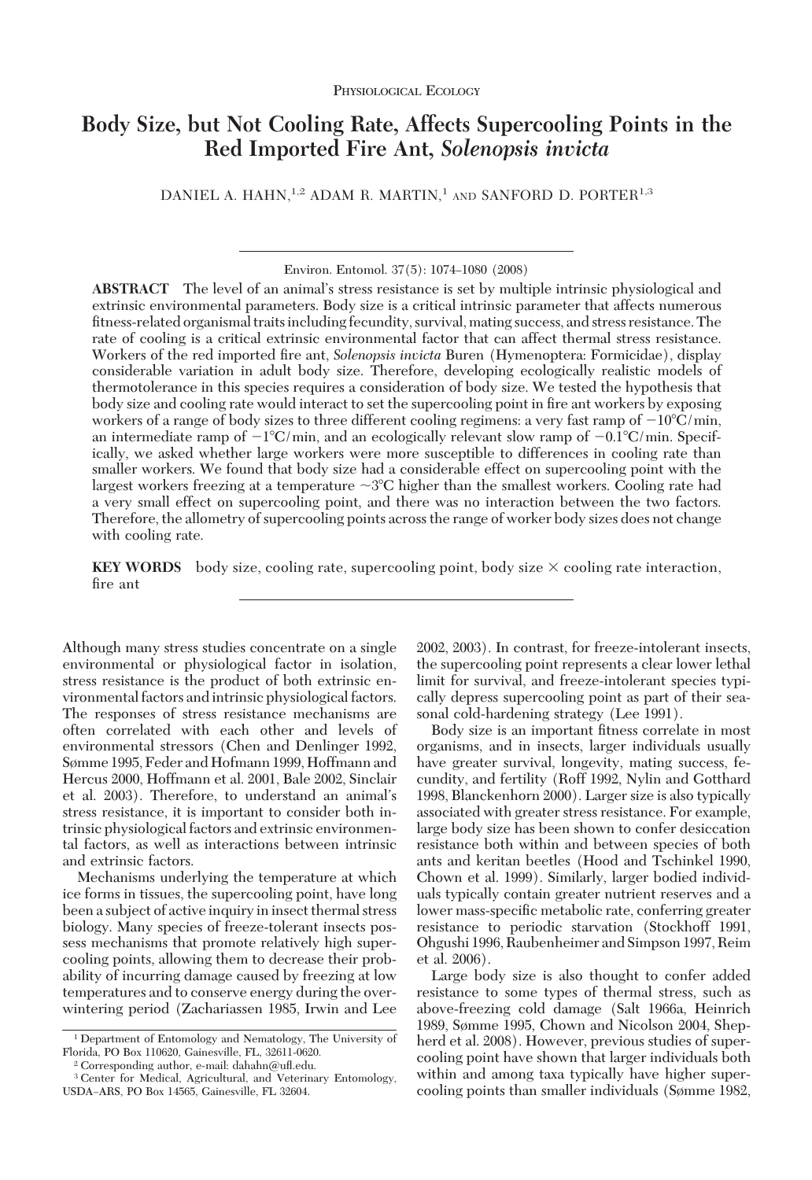Physiological Ecology

# Body Size, but Not Cooling Rate, Affects Supercooling Points in the Red Imported Fire Ant, *Solenopsis invicta*

DANIEL A. HAHN,[1,2] ADAM R. MARTIN,[1] AND SANFORD D. PORTER[1,3]

Environ. Entomol. 37(5): 1074–1080 (2008)

**ABSTRACT** The level of an animal's stress resistance is set by multiple intrinsic physiological and extrinsic environmental parameters. Body size is a critical intrinsic parameter that affects numerous fitness-related organismal traits including fecundity, survival, mating success, and stress resistance. The rate of cooling is a critical extrinsic environmental factor that can affect thermal stress resistance. Workers of the red imported fire ant, *Solenopsis invicta* Buren (Hymenoptera: Formicidae), display considerable variation in adult body size. Therefore, developing ecologically realistic models of thermotolerance in this species requires a consideration of body size. We tested the hypothesis that body size and cooling rate would interact to set the supercooling point in fire ant workers by exposing workers of a range of body sizes to three different cooling regimens: a very fast ramp of −10°C/min, an intermediate ramp of −1°C/min, and an ecologically relevant slow ramp of −0.1°C/min. Specifically, we asked whether large workers were more susceptible to differences in cooling rate than smaller workers. We found that body size had a considerable effect on supercooling point with the largest workers freezing at a temperature ~3°C higher than the smallest workers. Cooling rate had a very small effect on supercooling point, and there was no interaction between the two factors. Therefore, the allometry of supercooling points across the range of worker body sizes does not change with cooling rate.

**KEY WORDS** body size, cooling rate, supercooling point, body size × cooling rate interaction, fire ant

Although many stress studies concentrate on a single environmental or physiological factor in isolation, stress resistance is the product of both extrinsic environmental factors and intrinsic physiological factors. The responses of stress resistance mechanisms are often correlated with each other and levels of environmental stressors (Chen and Denlinger 1992, Sømme 1995, Feder and Hofmann 1999, Hoffmann and Hercus 2000, Hoffmann et al. 2001, Bale 2002, Sinclair et al. 2003). Therefore, to understand an animal's stress resistance, it is important to consider both intrinsic physiological factors and extrinsic environmental factors, as well as interactions between intrinsic and extrinsic factors.

Mechanisms underlying the temperature at which ice forms in tissues, the supercooling point, have long been a subject of active inquiry in insect thermal stress biology. Many species of freeze-tolerant insects possess mechanisms that promote relatively high supercooling points, allowing them to decrease their probability of incurring damage caused by freezing at low temperatures and to conserve energy during the overwintering period (Zachariassen 1985, Irwin and Lee 2002, 2003). In contrast, for freeze-intolerant insects, the supercooling point represents a clear lower lethal limit for survival, and freeze-intolerant species typically depress supercooling point as part of their seasonal cold-hardening strategy (Lee 1991).

Body size is an important fitness correlate in most organisms, and in insects, larger individuals usually have greater survival, longevity, mating success, fecundity, and fertility (Roff 1992, Nylin and Gotthard 1998, Blanckenhorn 2000). Larger size is also typically associated with greater stress resistance. For example, large body size has been shown to confer desiccation resistance both within and between species of both ants and keritan beetles (Hood and Tschinkel 1990, Chown et al. 1999). Similarly, larger bodied individuals typically contain greater nutrient reserves and a lower mass-specific metabolic rate, conferring greater resistance to periodic starvation (Stockhoff 1991, Ohgushi 1996, Raubenheimer and Simpson 1997, Reim et al. 2006).

Large body size is also thought to confer added resistance to some types of thermal stress, such as above-freezing cold damage (Salt 1966a, Heinrich 1989, Sømme 1995, Chown and Nicolson 2004, Shepherd et al. 2008). However, previous studies of supercooling point have shown that larger individuals both within and among taxa typically have higher supercooling points than smaller individuals (Sømme 1982,

[1] Department of Entomology and Nematology, The University of Florida, PO Box 110620, Gainesville, FL, 32611-0620.

[2] Corresponding author, e-mail: dahahn@ufl.edu.

[3] Center for Medical, Agricultural, and Veterinary Entomology, USDA–ARS, PO Box 14565, Gainesville, FL 32604.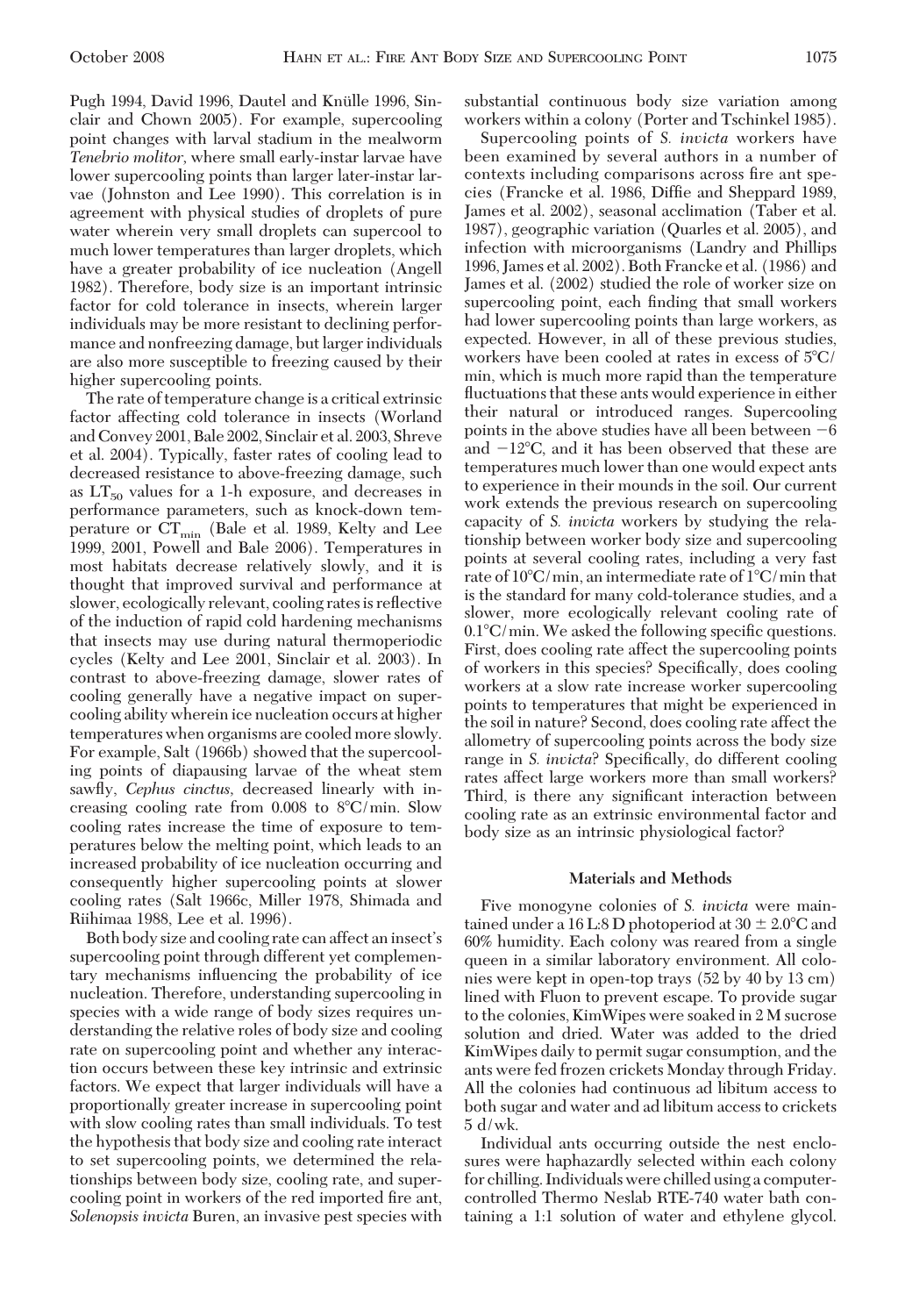Pugh 1994, David 1996, Dautel and Knülle 1996, Sinclair and Chown 2005). For example, supercooling point changes with larval stadium in the mealworm *Tenebrio molitor,* where small early-instar larvae have lower supercooling points than larger later-instar larvae (Johnston and Lee 1990). This correlation is in agreement with physical studies of droplets of pure water wherein very small droplets can supercool to much lower temperatures than larger droplets, which have a greater probability of ice nucleation (Angell 1982). Therefore, body size is an important intrinsic factor for cold tolerance in insects, wherein larger individuals may be more resistant to declining performance and nonfreezing damage, but larger individuals are also more susceptible to freezing caused by their higher supercooling points.

The rate of temperature change is a critical extrinsic factor affecting cold tolerance in insects (Worland and Convey 2001, Bale 2002, Sinclair et al. 2003, Shreve et al. 2004). Typically, faster rates of cooling lead to decreased resistance to above-freezing damage, such as $LT_{50}$ values for a 1-h exposure, and decreases in performance parameters, such as knock-down temperature or $CT_{min}$ (Bale et al. 1989, Kelty and Lee 1999, 2001, Powell and Bale 2006). Temperatures in most habitats decrease relatively slowly, and it is thought that improved survival and performance at slower, ecologically relevant, cooling rates is reflective of the induction of rapid cold hardening mechanisms that insects may use during natural thermoperiodic cycles (Kelty and Lee 2001, Sinclair et al. 2003). In contrast to above-freezing damage, slower rates of cooling generally have a negative impact on supercooling ability wherein ice nucleation occurs at higher temperatures when organisms are cooled more slowly. For example, Salt (1966b) showed that the supercooling points of diapausing larvae of the wheat stem sawfly, *Cephus cinctus*, decreased linearly with increasing cooling rate from 0.008 to 8°C/min. Slow cooling rates increase the time of exposure to temperatures below the melting point, which leads to an increased probability of ice nucleation occurring and consequently higher supercooling points at slower cooling rates (Salt 1966c, Miller 1978, Shimada and Riihimaa 1988, Lee et al. 1996).

Both body size and cooling rate can affect an insect's supercooling point through different yet complementary mechanisms influencing the probability of ice nucleation. Therefore, understanding supercooling in species with a wide range of body sizes requires understanding the relative roles of body size and cooling rate on supercooling point and whether any interaction occurs between these key intrinsic and extrinsic factors. We expect that larger individuals will have a proportionally greater increase in supercooling point with slow cooling rates than small individuals. To test the hypothesis that body size and cooling rate interact to set supercooling points, we determined the relationships between body size, cooling rate, and supercooling point in workers of the red imported fire ant, *Solenopsis invicta* Buren, an invasive pest species with substantial continuous body size variation among workers within a colony (Porter and Tschinkel 1985).

Supercooling points of *S. invicta* workers have been examined by several authors in a number of contexts including comparisons across fire ant species (Francke et al. 1986, Diffie and Sheppard 1989, James et al. 2002), seasonal acclimation (Taber et al. 1987), geographic variation (Quarles et al. 2005), and infection with microorganisms (Landry and Phillips 1996, James et al. 2002). Both Francke et al. (1986) and James et al. (2002) studied the role of worker size on supercooling point, each finding that small workers had lower supercooling points than large workers, as expected. However, in all of these previous studies, workers have been cooled at rates in excess of 5°C/min, which is much more rapid than the temperature fluctuations that these ants would experience in either their natural or introduced ranges. Supercooling points in the above studies have all been between −6 and −12°C, and it has been observed that these are temperatures much lower than one would expect ants to experience in their mounds in the soil. Our current work extends the previous research on supercooling capacity of *S. invicta* workers by studying the relationship between worker body size and supercooling points at several cooling rates, including a very fast rate of 10°C/min, an intermediate rate of 1°C/min that is the standard for many cold-tolerance studies, and a slower, more ecologically relevant cooling rate of 0.1°C/min. We asked the following specific questions. First, does cooling rate affect the supercooling points of workers in this species? Specifically, does cooling workers at a slow rate increase worker supercooling points to temperatures that might be experienced in the soil in nature? Second, does cooling rate affect the allometry of supercooling points across the body size range in *S. invicta*? Specifically, do different cooling rates affect large workers more than small workers? Third, is there any significant interaction between cooling rate as an extrinsic environmental factor and body size as an intrinsic physiological factor?

## Materials and Methods

Five monogyne colonies of *S. invicta* were maintained under a 16 L:8 D photoperiod at 30 ± 2.0°C and 60% humidity. Each colony was reared from a single queen in a similar laboratory environment. All colonies were kept in open-top trays (52 by 40 by 13 cm) lined with Fluon to prevent escape. To provide sugar to the colonies, KimWipes were soaked in 2 M sucrose solution and dried. Water was added to the dried KimWipes daily to permit sugar consumption, and the ants were fed frozen crickets Monday through Friday. All the colonies had continuous ad libitum access to both sugar and water and ad libitum access to crickets 5 d/wk.

Individual ants occurring outside the nest enclosures were haphazardly selected within each colony for chilling. Individuals were chilled using a computer-controlled Thermo Neslab RTE-740 water bath containing a 1:1 solution of water and ethylene glycol.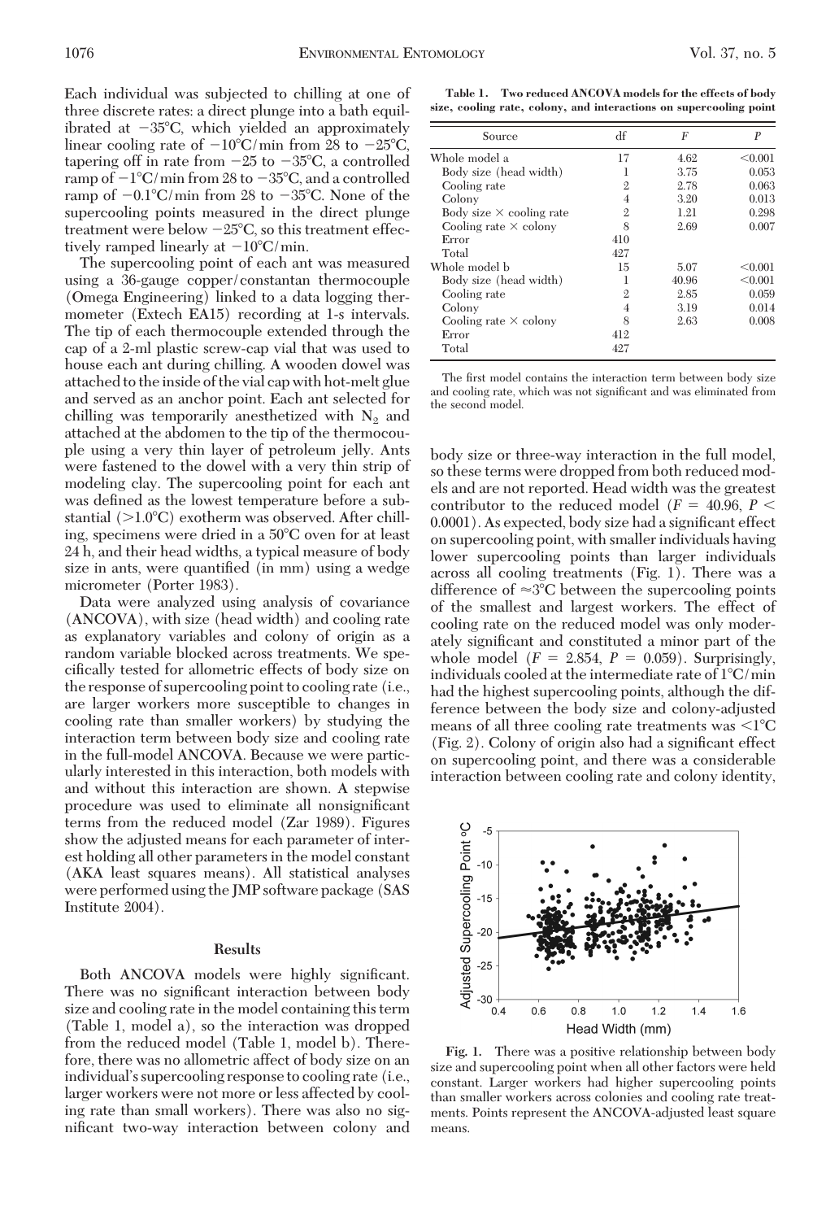Each individual was subjected to chilling at one of three discrete rates: a direct plunge into a bath equilibrated at −35°C, which yielded an approximately linear cooling rate of −10°C/min from 28 to −25°C, tapering off in rate from −25 to −35°C, a controlled ramp of −1°C/min from 28 to −35°C, and a controlled ramp of −0.1°C/min from 28 to −35°C. None of the supercooling points measured in the direct plunge treatment were below −25°C, so this treatment effectively ramped linearly at −10°C/min.

The supercooling point of each ant was measured using a 36-gauge copper/constantan thermocouple (Omega Engineering) linked to a data logging thermometer (Extech EA15) recording at 1-s intervals. The tip of each thermocouple extended through the cap of a 2-ml plastic screw-cap vial that was used to house each ant during chilling. A wooden dowel was attached to the inside of the vial cap with hot-melt glue and served as an anchor point. Each ant selected for chilling was temporarily anesthetized with $N_2$ and attached at the abdomen to the tip of the thermocouple using a very thin layer of petroleum jelly. Ants were fastened to the dowel with a very thin strip of modeling clay. The supercooling point for each ant was defined as the lowest temperature before a substantial (>1.0°C) exotherm was observed. After chilling, specimens were dried in a 50°C oven for at least 24 h, and their head widths, a typical measure of body size in ants, were quantified (in mm) using a wedge micrometer (Porter 1983).

Data were analyzed using analysis of covariance (ANCOVA), with size (head width) and cooling rate as explanatory variables and colony of origin as a random variable blocked across treatments. We specifically tested for allometric effects of body size on the response of supercooling point to cooling rate (i.e., are larger workers more susceptible to changes in cooling rate than smaller workers) by studying the interaction term between body size and cooling rate in the full-model ANCOVA. Because we were particularly interested in this interaction, both models with and without this interaction are shown. A stepwise procedure was used to eliminate all nonsignificant terms from the reduced model (Zar 1989). Figures show the adjusted means for each parameter of interest holding all other parameters in the model constant (AKA least squares means). All statistical analyses were performed using the JMP software package (SAS Institute 2004).

## Results

Both ANCOVA models were highly significant. There was no significant interaction between body size and cooling rate in the model containing this term (Table 1, model a), so the interaction was dropped from the reduced model (Table 1, model b). Therefore, there was no allometric affect of body size on an individual's supercooling response to cooling rate (i.e., larger workers were not more or less affected by cooling rate than small workers). There was also no significant two-way interaction between colony and body size or three-way interaction in the full model, so these terms were dropped from both reduced models and are not reported. Head width was the greatest contributor to the reduced model ($F = 40.96$, $P < 0.0001$). As expected, body size had a significant effect on supercooling point, with smaller individuals having lower supercooling points than larger individuals across all cooling treatments (Fig. 1). There was a difference of ≈3°C between the supercooling points of the smallest and largest workers. The effect of cooling rate on the reduced model was only moderately significant and constituted a minor part of the whole model ($F = 2.854$, $P = 0.059$). Surprisingly, individuals cooled at the intermediate rate of 1°C/min had the highest supercooling points, although the difference between the body size and colony-adjusted means of all three cooling rate treatments was <1°C (Fig. 2). Colony of origin also had a significant effect on supercooling point, and there was a considerable interaction between cooling rate and colony identity,

**Table 1. Two reduced ANCOVA models for the effects of body size, cooling rate, colony, and interactions on supercooling point**

| Source | df | F | P |
|---|---|---|---|
| Whole model a | 17 | 4.62 | <0.001 |
| Body size (head width) | 1 | 3.75 | 0.053 |
| Cooling rate | 2 | 2.78 | 0.063 |
| Colony | 4 | 3.20 | 0.013 |
| Body size × cooling rate | 2 | 1.21 | 0.298 |
| Cooling rate × colony | 8 | 2.69 | 0.007 |
| Error | 410 | | |
| Total | 427 | | |
| Whole model b | 15 | 5.07 | <0.001 |
| Body size (head width) | 1 | 40.96 | <0.001 |
| Cooling rate | 2 | 2.85 | 0.059 |
| Colony | 4 | 3.19 | 0.014 |
| Cooling rate × colony | 8 | 2.63 | 0.008 |
| Error | 412 | | |
| Total | 427 | | |

The first model contains the interaction term between body size and cooling rate, which was not significant and was eliminated from the second model.

Fig. 1. There was a positive relationship between body size and supercooling point when all other factors were held constant. Larger workers had higher supercooling points than smaller workers across colonies and cooling rate treatments. Points represent the ANCOVA-adjusted least square means.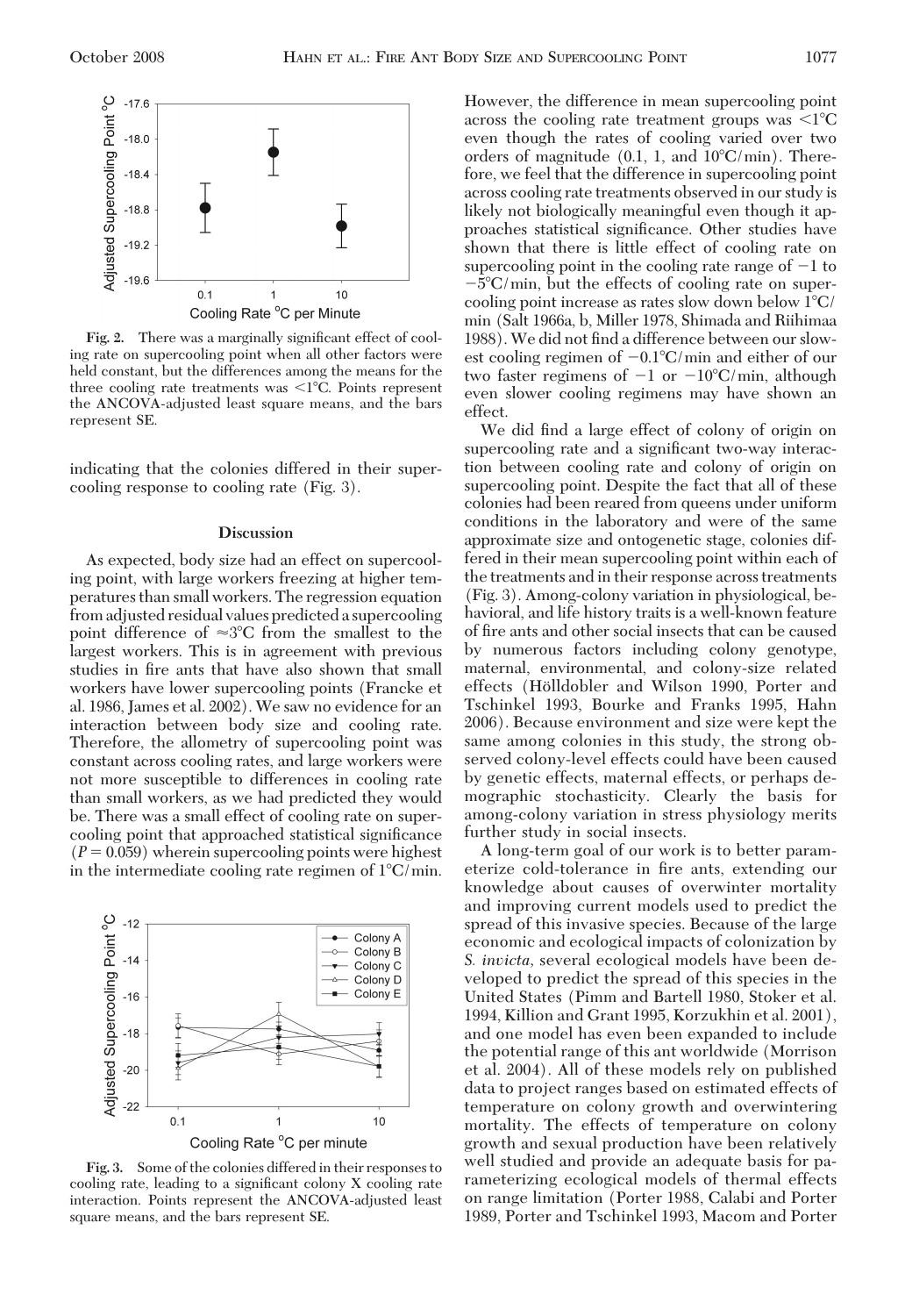Fig. 2. There was a marginally significant effect of cooling rate on supercooling point when all other factors were held constant, but the differences among the means for the three cooling rate treatments was <1°C. Points represent the ANCOVA-adjusted least square means, and the bars represent SE.

indicating that the colonies differed in their supercooling response to cooling rate (Fig. 3).

## Discussion

As expected, body size had an effect on supercooling point, with large workers freezing at higher temperatures than small workers. The regression equation from adjusted residual values predicted a supercooling point difference of ≈3°C from the smallest to the largest workers. This is in agreement with previous studies in fire ants that have also shown that small workers have lower supercooling points (Francke et al. 1986, James et al. 2002). We saw no evidence for an interaction between body size and cooling rate. Therefore, the allometry of supercooling point was constant across cooling rates, and large workers were not more susceptible to differences in cooling rate than small workers, as we had predicted they would be. There was a small effect of cooling rate on supercooling point that approached statistical significance ($P = 0.059$) wherein supercooling points were highest in the intermediate cooling rate regimen of 1°C/min.

Fig. 3. Some of the colonies differed in their responses to cooling rate, leading to a significant colony X cooling rate interaction. Points represent the ANCOVA-adjusted least square means, and the bars represent SE.

However, the difference in mean supercooling point across the cooling rate treatment groups was <1°C even though the rates of cooling varied over two orders of magnitude (0.1, 1, and 10°C/min). Therefore, we feel that the difference in supercooling point across cooling rate treatments observed in our study is likely not biologically meaningful even though it approaches statistical significance. Other studies have shown that there is little effect of cooling rate on supercooling point in the cooling rate range of −1 to −5°C/min, but the effects of cooling rate on supercooling point increase as rates slow down below 1°C/min (Salt 1966a, b, Miller 1978, Shimada and Riihimaa 1988). We did not find a difference between our slowest cooling regimen of −0.1°C/min and either of our two faster regimens of −1 or −10°C/min, although even slower cooling regimens may have shown an effect.

We did find a large effect of colony of origin on supercooling rate and a significant two-way interaction between cooling rate and colony of origin on supercooling point. Despite the fact that all of these colonies had been reared from queens under uniform conditions in the laboratory and were of the same approximate size and ontogenetic stage, colonies differed in their mean supercooling point within each of the treatments and in their response across treatments (Fig. 3). Among-colony variation in physiological, behavioral, and life history traits is a well-known feature of fire ants and other social insects that can be caused by numerous factors including colony genotype, maternal, environmental, and colony-size related effects (Hölldobler and Wilson 1990, Porter and Tschinkel 1993, Bourke and Franks 1995, Hahn 2006). Because environment and size were kept the same among colonies in this study, the strong observed colony-level effects could have been caused by genetic effects, maternal effects, or perhaps demographic stochasticity. Clearly the basis for among-colony variation in stress physiology merits further study in social insects.

A long-term goal of our work is to better parameterize cold-tolerance in fire ants, extending our knowledge about causes of overwinter mortality and improving current models used to predict the spread of this invasive species. Because of the large economic and ecological impacts of colonization by *S. invicta*, several ecological models have been developed to predict the spread of this species in the United States (Pimm and Bartell 1980, Stoker et al. 1994, Killion and Grant 1995, Korzukhin et al. 2001), and one model has even been expanded to include the potential range of this ant worldwide (Morrison et al. 2004). All of these models rely on published data to project ranges based on estimated effects of temperature on colony growth and overwintering mortality. The effects of temperature on colony growth and sexual production have been relatively well studied and provide an adequate basis for parameterizing ecological models of thermal effects on range limitation (Porter 1988, Calabi and Porter 1989, Porter and Tschinkel 1993, Macom and Porter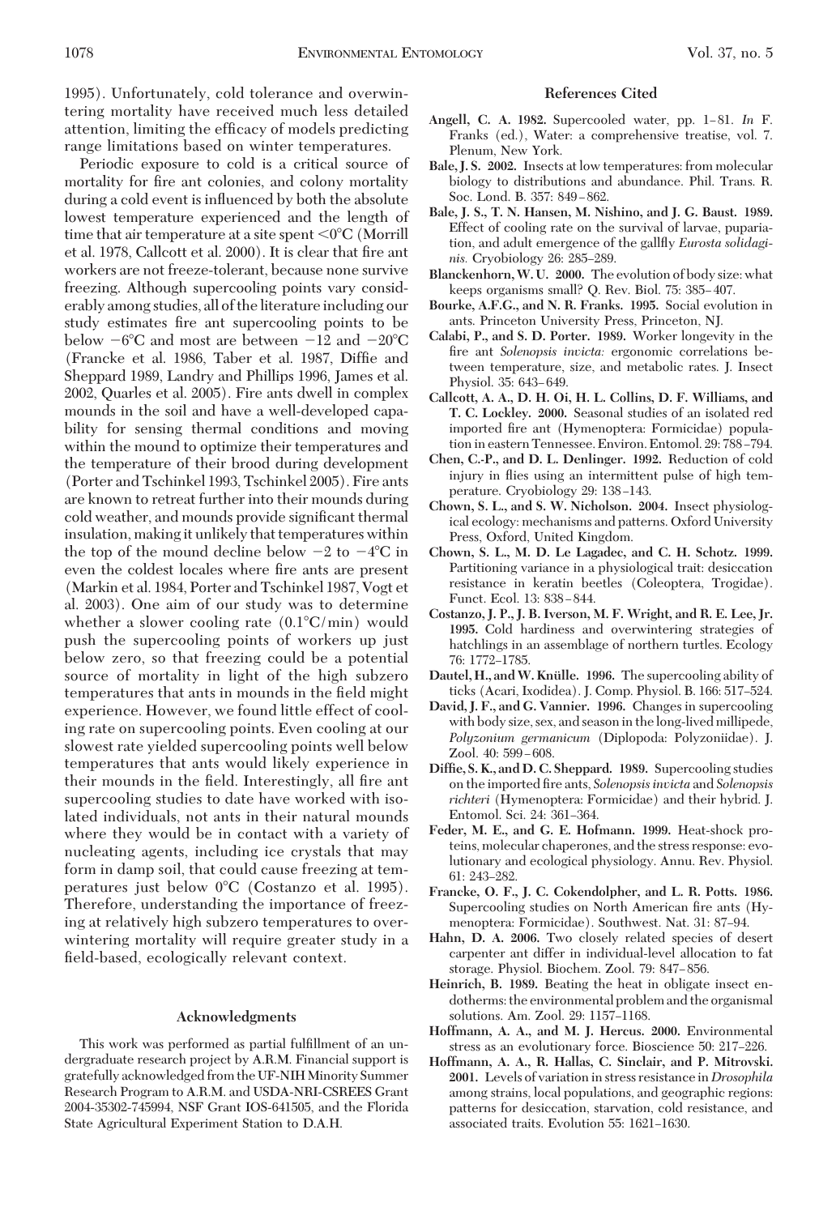1995). Unfortunately, cold tolerance and overwintering mortality have received much less detailed attention, limiting the efficacy of models predicting range limitations based on winter temperatures.

Periodic exposure to cold is a critical source of mortality for fire ant colonies, and colony mortality during a cold event is influenced by both the absolute lowest temperature experienced and the length of time that air temperature at a site spent <0°C (Morrill et al. 1978, Callcott et al. 2000). It is clear that fire ant workers are not freeze-tolerant, because none survive freezing. Although supercooling points vary considerably among studies, all of the literature including our study estimates fire ant supercooling points to be below −6°C and most are between −12 and −20°C (Francke et al. 1986, Taber et al. 1987, Diffie and Sheppard 1989, Landry and Phillips 1996, James et al. 2002, Quarles et al. 2005). Fire ants dwell in complex mounds in the soil and have a well-developed capability for sensing thermal conditions and moving within the mound to optimize their temperatures and the temperature of their brood during development (Porter and Tschinkel 1993, Tschinkel 2005). Fire ants are known to retreat further into their mounds during cold weather, and mounds provide significant thermal insulation, making it unlikely that temperatures within the top of the mound decline below −2 to −4°C in even the coldest locales where fire ants are present (Markin et al. 1984, Porter and Tschinkel 1987, Vogt et al. 2003). One aim of our study was to determine whether a slower cooling rate (0.1°C/min) would push the supercooling points of workers up just below zero, so that freezing could be a potential source of mortality in light of the high subzero temperatures that ants in mounds in the field might experience. However, we found little effect of cooling rate on supercooling points. Even cooling at our slowest rate yielded supercooling points well below temperatures that ants would likely experience in their mounds in the field. Interestingly, all fire ant supercooling studies to date have worked with isolated individuals, not ants in their natural mounds where they would be in contact with a variety of nucleating agents, including ice crystals that may form in damp soil, that could cause freezing at temperatures just below 0°C (Costanzo et al. 1995). Therefore, understanding the importance of freezing at relatively high subzero temperatures to overwintering mortality will require greater study in a field-based, ecologically relevant context.

## Acknowledgments

This work was performed as partial fulfillment of an undergraduate research project by A.R.M. Financial support is gratefully acknowledged from the UF-NIH Minority Summer Research Program to A.R.M. and USDA-NRI-CSREES Grant 2004-35302-745994, NSF Grant IOS-641505, and the Florida State Agricultural Experiment Station to D.A.H.

## References Cited

**Angell, C. A. 1982.** Supercooled water, pp. 1–81. *In* F. Franks (ed.), Water: a comprehensive treatise, vol. 7. Plenum, New York.

**Bale, J. S. 2002.** Insects at low temperatures: from molecular biology to distributions and abundance. Phil. Trans. R. Soc. Lond. B. 357: 849–862.

**Bale, J. S., T. N. Hansen, M. Nishino, and J. G. Baust. 1989.** Effect of cooling rate on the survival of larvae, pupariation, and adult emergence of the gallfly *Eurosta solidaginis.* Cryobiology 26: 285–289.

**Blanckenhorn, W. U. 2000.** The evolution of body size: what keeps organisms small? Q. Rev. Biol. 75: 385–407.

**Bourke, A.F.G., and N. R. Franks. 1995.** Social evolution in ants. Princeton University Press, Princeton, NJ.

**Calabi, P., and S. D. Porter. 1989.** Worker longevity in the fire ant *Solenopsis invicta:* ergonomic correlations between temperature, size, and metabolic rates. J. Insect Physiol. 35: 643–649.

**Callcott, A. A., D. H. Oi, H. L. Collins, D. F. Williams, and T. C. Lockley. 2000.** Seasonal studies of an isolated red imported fire ant (Hymenoptera: Formicidae) population in eastern Tennessee. Environ. Entomol. 29: 788–794.

**Chen, C.-P., and D. L. Denlinger. 1992.** Reduction of cold injury in flies using an intermittent pulse of high temperature. Cryobiology 29: 138–143.

**Chown, S. L., and S. W. Nicholson. 2004.** Insect physiological ecology: mechanisms and patterns. Oxford University Press, Oxford, United Kingdom.

**Chown, S. L., M. D. Le Lagadec, and C. H. Schotz. 1999.** Partitioning variance in a physiological trait: desiccation resistance in keratin beetles (Coleoptera, Trogidae). Funct. Ecol. 13: 838–844.

**Costanzo, J. P., J. B. Iverson, M. F. Wright, and R. E. Lee, Jr. 1995.** Cold hardiness and overwintering strategies of hatchlings in an assemblage of northern turtles. Ecology 76: 1772–1785.

**Dautel, H., and W. Knülle. 1996.** The supercooling ability of ticks (Acari, Ixodidea). J. Comp. Physiol. B. 166: 517–524.

**David, J. F., and G. Vannier. 1996.** Changes in supercooling with body size, sex, and season in the long-lived millipede, *Polyzonium germanicum* (Diplopoda: Polyzoniidae). J. Zool. 40: 599–608.

**Diffie, S. K., and D. C. Sheppard. 1989.** Supercooling studies on the imported fire ants, *Solenopsis invicta* and *Solenopsis richteri* (Hymenoptera: Formicidae) and their hybrid. J. Entomol. Sci. 24: 361–364.

**Feder, M. E., and G. E. Hofmann. 1999.** Heat-shock proteins, molecular chaperones, and the stress response: evolutionary and ecological physiology. Annu. Rev. Physiol. 61: 243–282.

**Francke, O. F., J. C. Cokendolpher, and L. R. Potts. 1986.** Supercooling studies on North American fire ants (Hymenoptera: Formicidae). Southwest. Nat. 31: 87–94.

**Hahn, D. A. 2006.** Two closely related species of desert carpenter ant differ in individual-level allocation to fat storage. Physiol. Biochem. Zool. 79: 847–856.

**Heinrich, B. 1989.** Beating the heat in obligate insect endotherms: the environmental problem and the organismal solutions. Am. Zool. 29: 1157–1168.

**Hoffmann, A. A., and M. J. Hercus. 2000.** Environmental stress as an evolutionary force. Bioscience 50: 217–226.

**Hoffmann, A. A., R. Hallas, C. Sinclair, and P. Mitrovski. 2001.** Levels of variation in stress resistance in *Drosophila* among strains, local populations, and geographic regions: patterns for desiccation, starvation, cold resistance, and associated traits. Evolution 55: 1621–1630.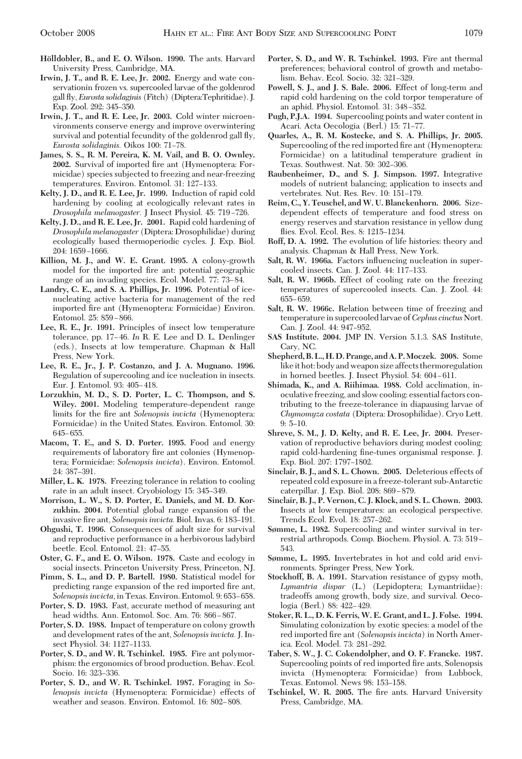**Hölldobler, B., and E. O. Wilson. 1990.** The ants. Harvard University Press, Cambridge, MA.

**Irwin, J. T., and R. E. Lee, Jr. 2002.** Energy and wate conservationin frozen vs. supercooled larvae of the goldenrod gall fly, *Eurosta solidaginis* (Fitch) (Diptera:Tephritidae). J. Exp. Zool. 292: 345–350.

**Irwin, J. T., and R. E. Lee, Jr. 2003.** Cold winter microenvironments conserve energy and improve overwintering survival and potential fecundity of the goldenrod gall fly, *Eurosta solidaginis.* Oikos 100: 71–78.

**James, S. S., R. M. Pereira, K. M. Vail, and B. O. Ownley. 2002.** Survival of imported fire ant (Hymenoptera: Formicidae) species subjected to freezing and near-freezing temperatures. Environ. Entomol. 31: 127–133.

**Kelty, J. D., and R. E. Lee, Jr. 1999.** Induction of rapid cold hardening by cooling at ecologically relevant rates in *Drosophila melanogaster.* J Insect Physiol. 45: 719–726.

**Kelty, J. D., and R. E. Lee, Jr. 2001.** Rapid cold hardening of *Drosophila melanogaster* (Diptera: Drosophilidae) during ecologically based thermoperiodic cycles. J. Exp. Biol. 204: 1659–1666.

**Killion, M. J., and W. E. Grant. 1995.** A colony-growth model for the imported fire ant: potential geographic range of an invading species. Ecol. Model. 77: 73–84.

**Landry, C. E., and S. A. Phillips, Jr. 1996.** Potential of ice-nucleating active bacteria for management of the red imported fire ant (Hymenoptera: Formicidae) Environ. Entomol. 25: 859–866.

**Lee, R. E., Jr. 1991.** Principles of insect low temperature tolerance, pp. 17–46. *In* R. E. Lee and D. L. Denlinger (eds.), Insects at low temperature. Chapman & Hall Press, New York.

**Lee, R. E., Jr., J. P. Costanzo, and J. A. Mugnano. 1996.** Regulation of supercooling and ice nucleation in insects. Eur. J. Entomol. 93: 405–418.

**Lorzukhin, M. D., S. D. Porter, L. C. Thompson, and S. Wiley. 2001.** Modeling temperature-dependent range limits for the fire ant *Solenopsis invicta* (Hymenoptera: Formicidae) in the United States. Environ. Entomol. 30: 645–655.

**Macom, T. E., and S. D. Porter. 1995.** Food and energy requirements of laboratory fire ant colonies (Hymenoptera; Formicidae: *Solenopsis invicta*). Environ. Entomol. 24: 387–391.

**Miller, L. K. 1978.** Freezing tolerance in relation to cooling rate in an adult insect. Cryobiology 15: 345–349.

**Morrison, L. W., S. D. Porter, E. Daniels, and M. D. Korzukhin. 2004.** Potential global range expansion of the invasive fire ant, *Solenopsis invicta.* Biol. Invas. 6: 183–191.

**Ohgushi, T. 1996.** Consequences of adult size for survival and reproductive performance in a herbivorous ladybird beetle. Ecol. Entomol. 21: 47–55.

**Oster, G. F., and E. O. Wilson. 1978.** Caste and ecology in social insects. Princeton University Press, Princeton, NJ.

**Pimm, S. L., and D. P. Bartell. 1980.** Statistical model for predicting range expansion of the red imported fire ant, *Solenopsis invicta*, in Texas. Environ. Entomol. 9: 653–658.

**Porter, S. D. 1983.** Fast, accurate method of measuring ant head widths. Ann. Entomol. Soc. Am. 76: 866–867.

**Porter, S. D. 1988.** Impact of temperature on colony growth and development rates of the ant, *Solenopsis invicta.* J. Insect Physiol. 34: 1127–1133.

**Porter, S. D., and W. R. Tschinkel. 1985.** Fire ant polymorphism: the ergonomics of brood production. Behav. Ecol. Socio. 16: 323–336.

**Porter, S. D., and W. R. Tschinkel. 1987.** Foraging in *Solenopsis invicta* (Hymenoptera: Formicidae) effects of weather and season. Environ. Entomol. 16: 802–808.

**Porter, S. D., and W. R. Tschinkel. 1993.** Fire ant thermal preferences; behavioral control of growth and metabolism. Behav. Ecol. Socio. 32: 321–329.

**Powell, S. J., and J. S. Bale. 2006.** Effect of long-term and rapid cold hardening on the cold torpor temperature of an aphid. Physiol. Entomol. 31: 348–352.

**Pugh, P.J.A. 1994.** Supercooling points and water content in Acari. Acta Oecologia (Berl.) 15: 71–77.

**Quarles, A., R. M. Kostecke, and S. A. Phillips, Jr. 2005.** Supercooling of the red imported fire ant (Hymenoptera: Formicidae) on a latitudinal temperature gradient in Texas. Southwest. Nat. 50: 302–306.

**Raubenheimer, D., and S. J. Simpson. 1997.** Integrative models of nutrient balancing; application to insects and vertebrates. Nut. Res. Rev. 10: 151–179.

**Reim, C., Y. Teuschel, and W. U. Blanckenhorn. 2006.** Size-dependent effects of temperature and food stress on energy reserves and starvation resistance in yellow dung flies. Evol. Ecol. Res. 8: 1215–1234.

**Roff, D. A. 1992.** The evolution of life histories: theory and analysis. Chapman & Hall Press, New York.

**Salt, R. W. 1966a.** Factors influencing nucleation in supercooled insects. Can. J. Zool. 44: 117–133.

**Salt, R. W. 1966b.** Effect of cooling rate on the freezing temperatures of supercooled insects. Can. J. Zool. 44: 655–659.

**Salt, R. W. 1966c.** Relation between time of freezing and temperature in supercooled larvae of *Cephus cinctus* Nort. Can. J. Zool. 44: 947–952.

**SAS Institute. 2004.** JMP IN. Version 5.1.3. SAS Institute, Cary, NC.

**Shepherd, B. L., H. D. Prange, and A. P. Moczek. 2008.** Some like it hot: body and weapon size affects thermoregulation in horned beetles. J. Insect Physiol. 54: 604–611.

**Shimada, K., and A. Riihimaa. 1988.** Cold acclimation, inoculative freezing, and slow cooling: essential factors contributing to the freeze-tolerance in diapausing larvae of *Chymomyza costata* (Diptera: Drosophilidae). Cryo Lett. 9: 5–10.

**Shreve, S. M., J. D. Kelty, and R. E. Lee, Jr. 2004.** Preservation of reproductive behaviors during modest cooling: rapid cold-hardening fine-tunes organismal response. J. Exp. Biol. 207: 1797–1802.

**Sinclair, B. J., and S. L. Chown. 2005.** Deleterious effects of repeated cold exposure in a freeze-tolerant sub-Antarctic caterpillar. J. Exp. Biol. 208: 869–879.

**Sinclair, B. J., P. Vernon, C. J. Klock, and S. L. Chown. 2003.** Insects at low temperatures: an ecological perspective. Trends Ecol. Evol. 18: 257–262.

**Sømme, L. 1982.** Supercooling and winter survival in terrestrial arthropods. Comp. Biochem. Physiol. A. 73: 519–543.

**Sømme, L. 1995.** Invertebrates in hot and cold arid environments. Springer Press, New York.

**Stockhoff, B. A. 1991.** Starvation resistance of gypsy moth, *Lymantria dispar* (L.) (Lepidoptera; Lymantriidae): tradeoffs among growth, body size, and survival. Oecologia (Berl.) 88: 422–429.

**Stoker, R. L., D. K. Ferris, W. E. Grant, and L. J. Folse. 1994.** Simulating colonization by exotic species: a model of the red imported fire ant (*Solenopsis invicta*) in North America. Ecol. Model. 73: 281–292.

**Taber, S. W., J. C. Cokendolpher, and O. F. Francke. 1987.** Supercooling points of red imported fire ants, Solenopsis invicta (Hymenoptera: Formicidae) from Lubbock, Texas. Entomol. News 98: 153–158.

**Tschinkel, W. R. 2005.** The fire ants. Harvard University Press, Cambridge, MA.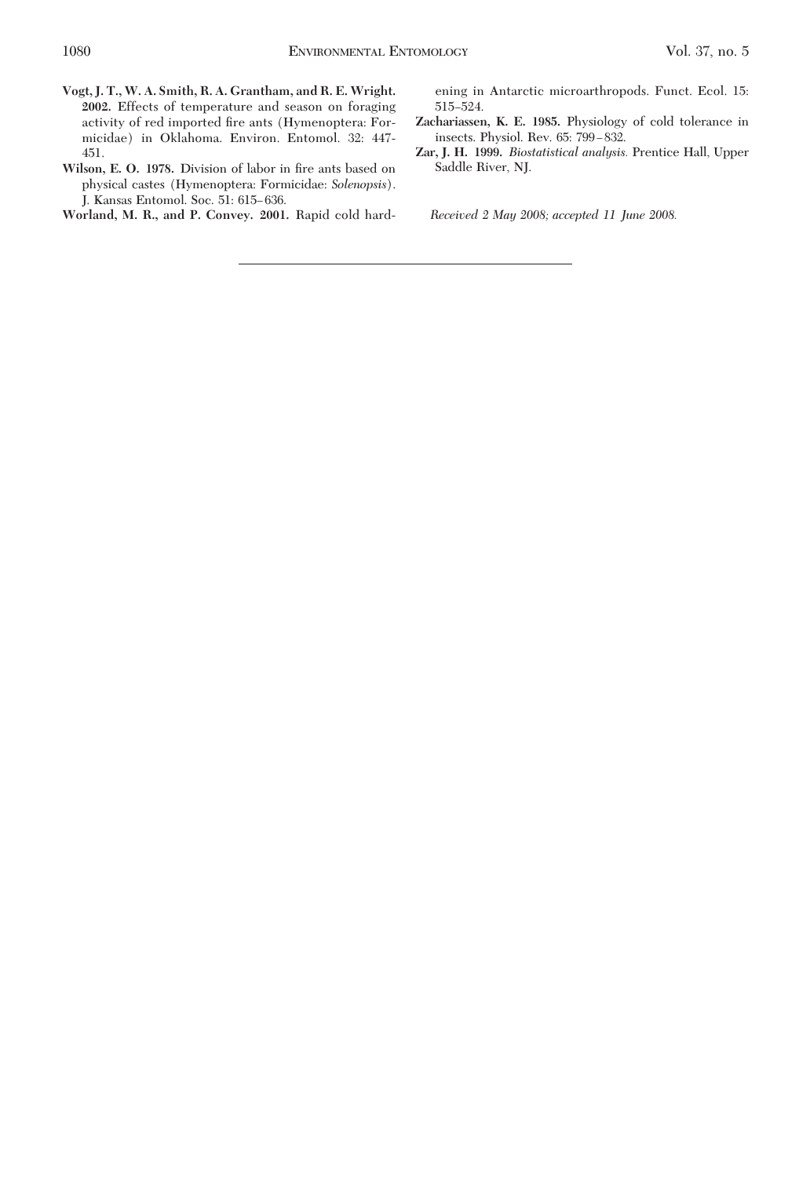**Vogt, J. T., W. A. Smith, R. A. Grantham, and R. E. Wright. 2002.** Effects of temperature and season on foraging activity of red imported fire ants (Hymenoptera: Formicidae) in Oklahoma. Environ. Entomol. 32: 447-451.

**Wilson, E. O. 1978.** Division of labor in fire ants based on physical castes (Hymenoptera: Formicidae: *Solenopsis*). J. Kansas Entomol. Soc. 51: 615–636.

**Worland, M. R., and P. Convey. 2001.** Rapid cold hardening in Antarctic microarthropods. Funct. Ecol. 15: 515–524.

**Zachariassen, K. E. 1985.** Physiology of cold tolerance in insects. Physiol. Rev. 65: 799–832.

**Zar, J. H. 1999.** *Biostatistical analysis.* Prentice Hall, Upper Saddle River, NJ.

*Received 2 May 2008; accepted 11 June 2008.*